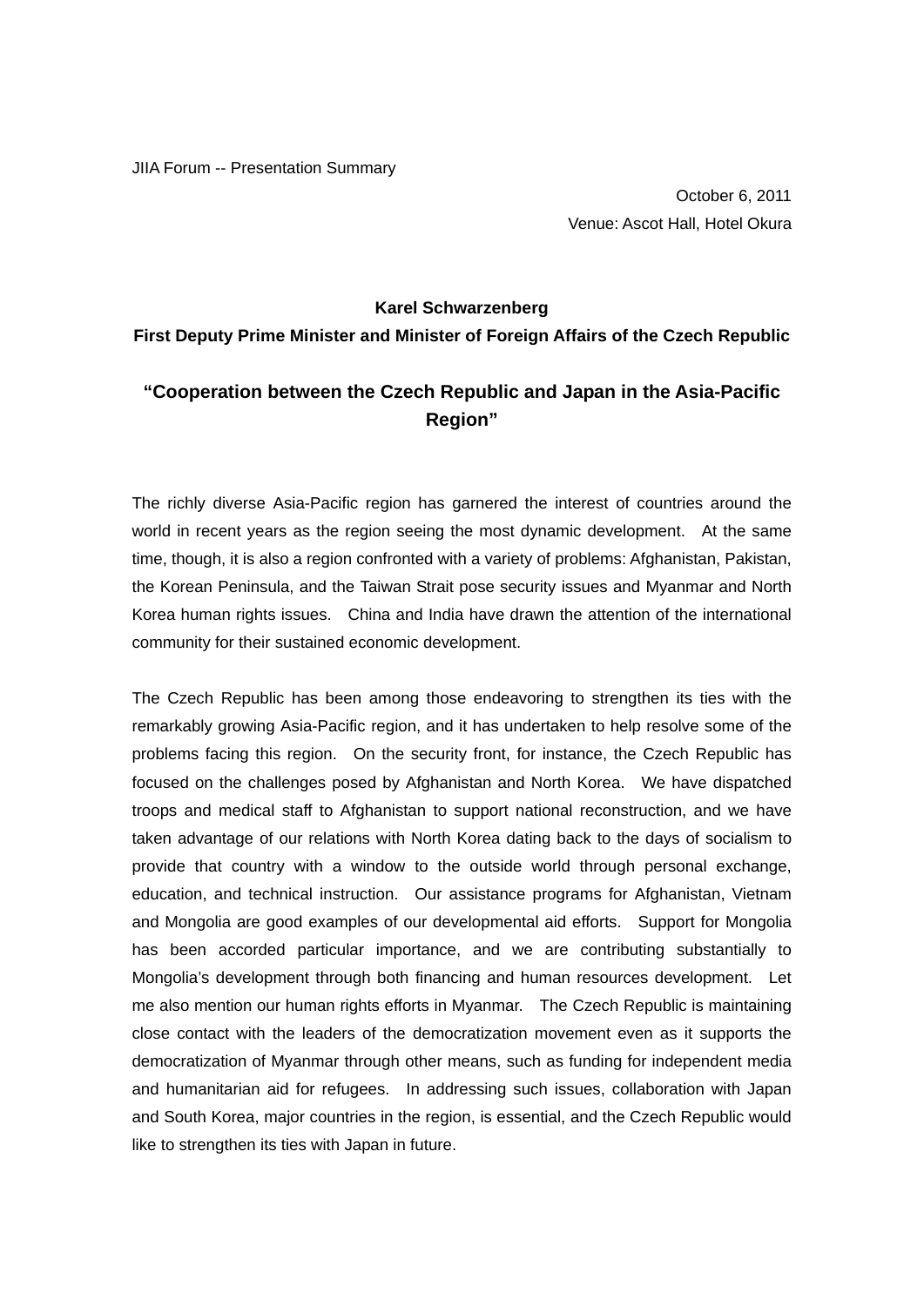JIIA Forum -- Presentation Summary

October 6, 2011

Venue: Ascot Hall, Hotel Okura

**Karel Schwarzenberg**

**First Deputy Prime Minister and Minister of Foreign Affairs of the Czech Republic**

## "Cooperation between the Czech Republic and Japan in the Asia-Pacific Region"

The richly diverse Asia-Pacific region has garnered the interest of countries around the world in recent years as the region seeing the most dynamic development. At the same time, though, it is also a region confronted with a variety of problems: Afghanistan, Pakistan, the Korean Peninsula, and the Taiwan Strait pose security issues and Myanmar and North Korea human rights issues. China and India have drawn the attention of the international community for their sustained economic development.

The Czech Republic has been among those endeavoring to strengthen its ties with the remarkably growing Asia-Pacific region, and it has undertaken to help resolve some of the problems facing this region. On the security front, for instance, the Czech Republic has focused on the challenges posed by Afghanistan and North Korea. We have dispatched troops and medical staff to Afghanistan to support national reconstruction, and we have taken advantage of our relations with North Korea dating back to the days of socialism to provide that country with a window to the outside world through personal exchange, education, and technical instruction. Our assistance programs for Afghanistan, Vietnam and Mongolia are good examples of our developmental aid efforts. Support for Mongolia has been accorded particular importance, and we are contributing substantially to Mongolia's development through both financing and human resources development. Let me also mention our human rights efforts in Myanmar. The Czech Republic is maintaining close contact with the leaders of the democratization movement even as it supports the democratization of Myanmar through other means, such as funding for independent media and humanitarian aid for refugees. In addressing such issues, collaboration with Japan and South Korea, major countries in the region, is essential, and the Czech Republic would like to strengthen its ties with Japan in future.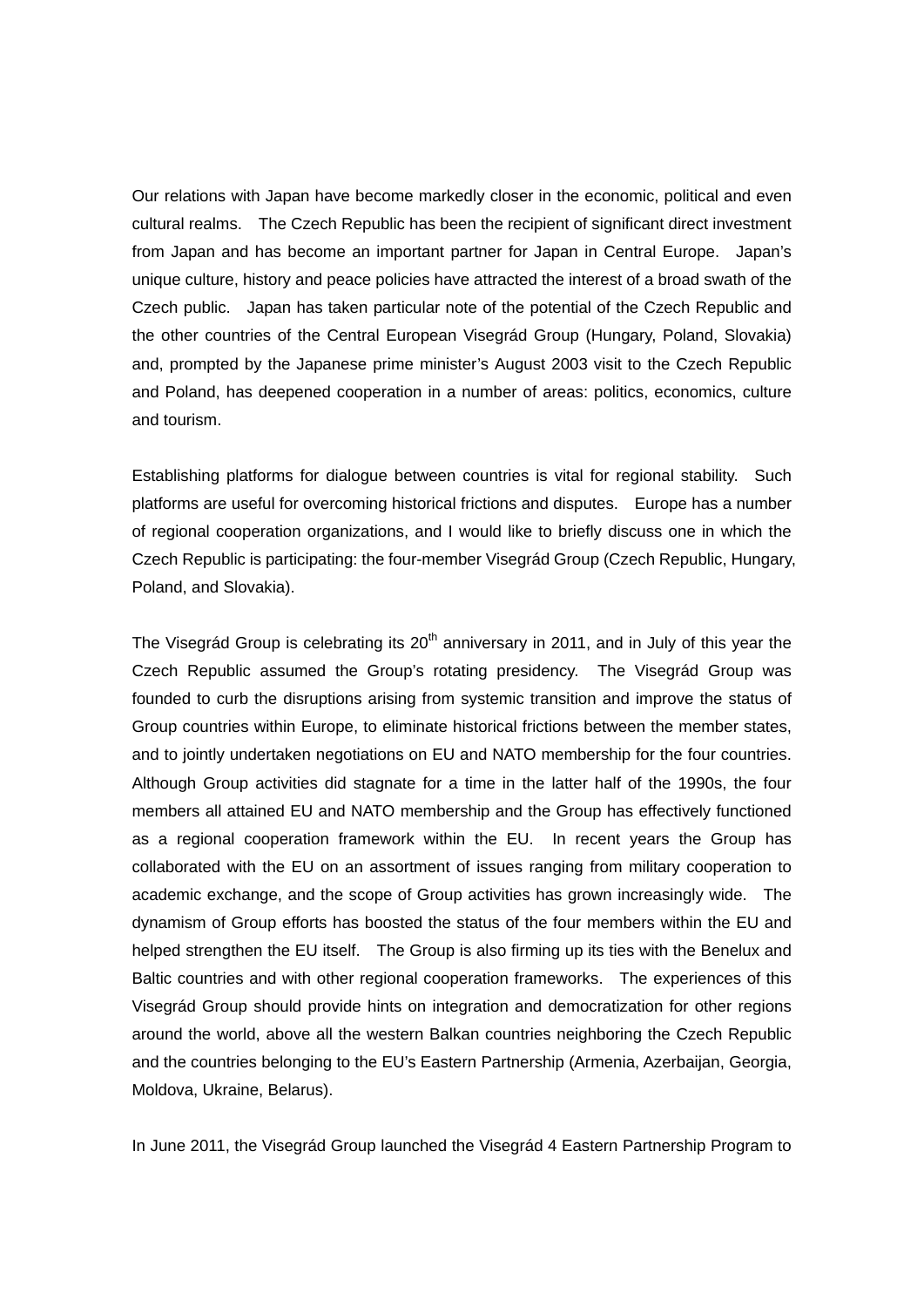Our relations with Japan have become markedly closer in the economic, political and even cultural realms. The Czech Republic has been the recipient of significant direct investment from Japan and has become an important partner for Japan in Central Europe. Japan's unique culture, history and peace policies have attracted the interest of a broad swath of the Czech public. Japan has taken particular note of the potential of the Czech Republic and the other countries of the Central European Visegrád Group (Hungary, Poland, Slovakia) and, prompted by the Japanese prime minister's August 2003 visit to the Czech Republic and Poland, has deepened cooperation in a number of areas: politics, economics, culture and tourism.

Establishing platforms for dialogue between countries is vital for regional stability. Such platforms are useful for overcoming historical frictions and disputes. Europe has a number of regional cooperation organizations, and I would like to briefly discuss one in which the Czech Republic is participating: the four-member Visegrád Group (Czech Republic, Hungary, Poland, and Slovakia).

The Visegrád Group is celebrating its 20th anniversary in 2011, and in July of this year the Czech Republic assumed the Group's rotating presidency. The Visegrád Group was founded to curb the disruptions arising from systemic transition and improve the status of Group countries within Europe, to eliminate historical frictions between the member states, and to jointly undertaken negotiations on EU and NATO membership for the four countries. Although Group activities did stagnate for a time in the latter half of the 1990s, the four members all attained EU and NATO membership and the Group has effectively functioned as a regional cooperation framework within the EU. In recent years the Group has collaborated with the EU on an assortment of issues ranging from military cooperation to academic exchange, and the scope of Group activities has grown increasingly wide. The dynamism of Group efforts has boosted the status of the four members within the EU and helped strengthen the EU itself. The Group is also firming up its ties with the Benelux and Baltic countries and with other regional cooperation frameworks. The experiences of this Visegrád Group should provide hints on integration and democratization for other regions around the world, above all the western Balkan countries neighboring the Czech Republic and the countries belonging to the EU's Eastern Partnership (Armenia, Azerbaijan, Georgia, Moldova, Ukraine, Belarus).

In June 2011, the Visegrád Group launched the Visegrád 4 Eastern Partnership Program to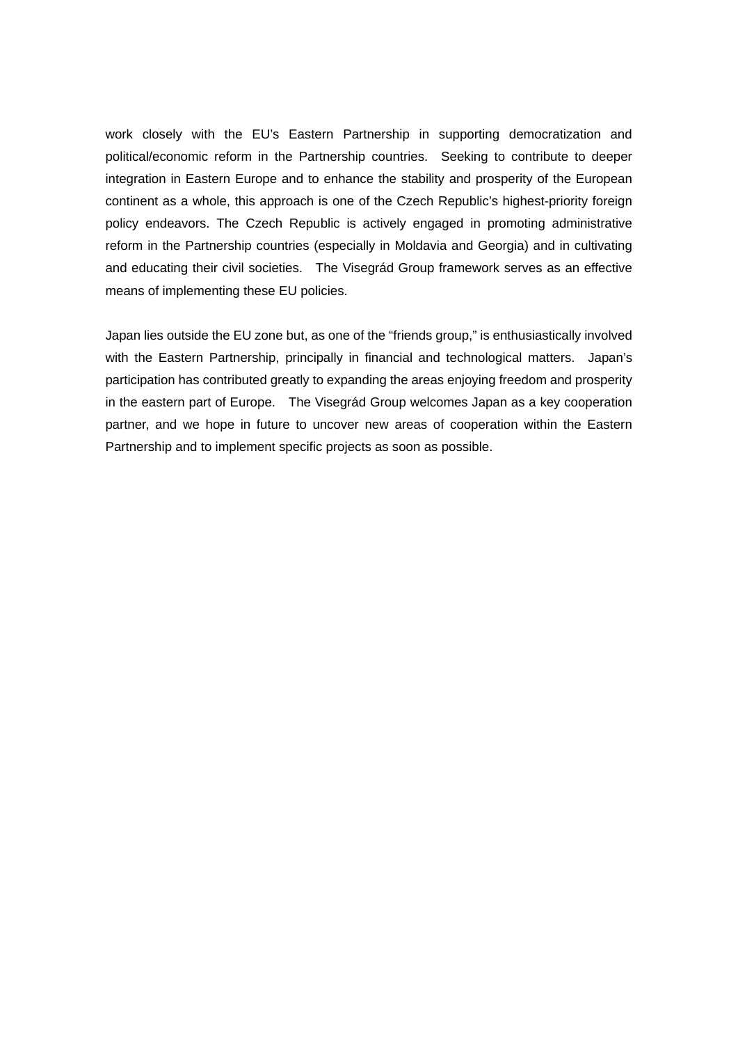work closely with the EU's Eastern Partnership in supporting democratization and political/economic reform in the Partnership countries. Seeking to contribute to deeper integration in Eastern Europe and to enhance the stability and prosperity of the European continent as a whole, this approach is one of the Czech Republic's highest-priority foreign policy endeavors. The Czech Republic is actively engaged in promoting administrative reform in the Partnership countries (especially in Moldavia and Georgia) and in cultivating and educating their civil societies. The Visegrád Group framework serves as an effective means of implementing these EU policies.

Japan lies outside the EU zone but, as one of the "friends group," is enthusiastically involved with the Eastern Partnership, principally in financial and technological matters. Japan's participation has contributed greatly to expanding the areas enjoying freedom and prosperity in the eastern part of Europe. The Visegrád Group welcomes Japan as a key cooperation partner, and we hope in future to uncover new areas of cooperation within the Eastern Partnership and to implement specific projects as soon as possible.